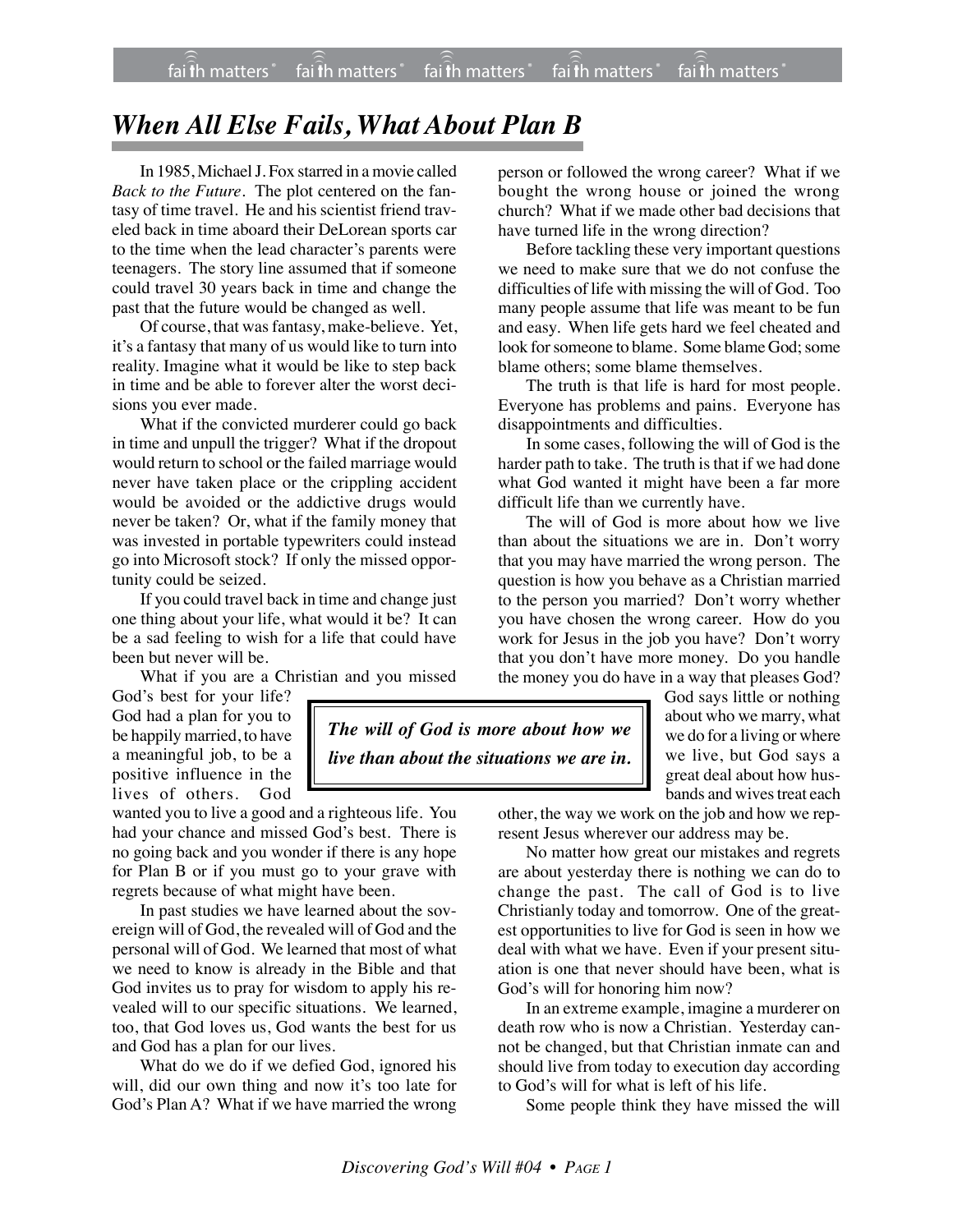# *When All Else Fails, What About Plan B*

In 1985, Michael J. Fox starred in a movie called *Back to the Future*. The plot centered on the fantasy of time travel. He and his scientist friend traveled back in time aboard their DeLorean sports car to the time when the lead character's parents were teenagers. The story line assumed that if someone could travel 30 years back in time and change the past that the future would be changed as well.

Of course, that was fantasy, make-believe. Yet, it's a fantasy that many of us would like to turn into reality. Imagine what it would be like to step back in time and be able to forever alter the worst decisions you ever made.

What if the convicted murderer could go back in time and unpull the trigger? What if the dropout would return to school or the failed marriage would never have taken place or the crippling accident would be avoided or the addictive drugs would never be taken? Or, what if the family money that was invested in portable typewriters could instead go into Microsoft stock? If only the missed opportunity could be seized.

If you could travel back in time and change just one thing about your life, what would it be? It can be a sad feeling to wish for a life that could have been but never will be.

What if you are a Christian and you missed God's best for your life? God had a plan for you to be happily married, to have a meaningful job, to be a positive influence in the lives of others. God wanted you to live a good and a righteous life. You had your chance and missed God's best. There is no going back and you wonder if there is any hope for Plan B or if you must go to your grave with regrets because of what might have been.

In past studies we have learned about the sovereign will of God, the revealed will of God and the personal will of God. We learned that most of what we need to know is already in the Bible and that God invites us to pray for wisdom to apply his revealed will to our specific situations. We learned, too, that God loves us, God wants the best for us and God has a plan for our lives.

What do we do if we defied God, ignored his will, did our own thing and now it's too late for God's Plan A? What if we have married the wrong person or followed the wrong career? What if we bought the wrong house or joined the wrong church? What if we made other bad decisions that have turned life in the wrong direction?

Before tackling these very important questions we need to make sure that we do not confuse the difficulties of life with missing the will of God. Too many people assume that life was meant to be fun and easy. When life gets hard we feel cheated and look for someone to blame. Some blame God; some blame others; some blame themselves.

The truth is that life is hard for most people. Everyone has problems and pains. Everyone has disappointments and difficulties.

In some cases, following the will of God is the harder path to take. The truth is that if we had done what God wanted it might have been a far more difficult life than we currently have.

The will of God is more about how we live than about the situations we are in. Don't worry that you may have married the wrong person. The question is how you behave as a Christian married to the person you married? Don't worry whether you have chosen the wrong career. How do you work for Jesus in the job you have? Don't worry that you don't have more money. Do you handle the money you do have in a way that pleases God?

> ***The will of God is more about how we live than about the situations we are in.***

God says little or nothing about who we marry, what we do for a living or where we live, but God says a great deal about how husbands and wives treat each other, the way we work on the job and how we represent Jesus wherever our address may be.

No matter how great our mistakes and regrets are about yesterday there is nothing we can do to change the past. The call of God is to live Christianly today and tomorrow. One of the greatest opportunities to live for God is seen in how we deal with what we have. Even if your present situation is one that never should have been, what is God's will for honoring him now?

In an extreme example, imagine a murderer on death row who is now a Christian. Yesterday cannot be changed, but that Christian inmate can and should live from today to execution day according to God's will for what is left of his life.

Some people think they have missed the will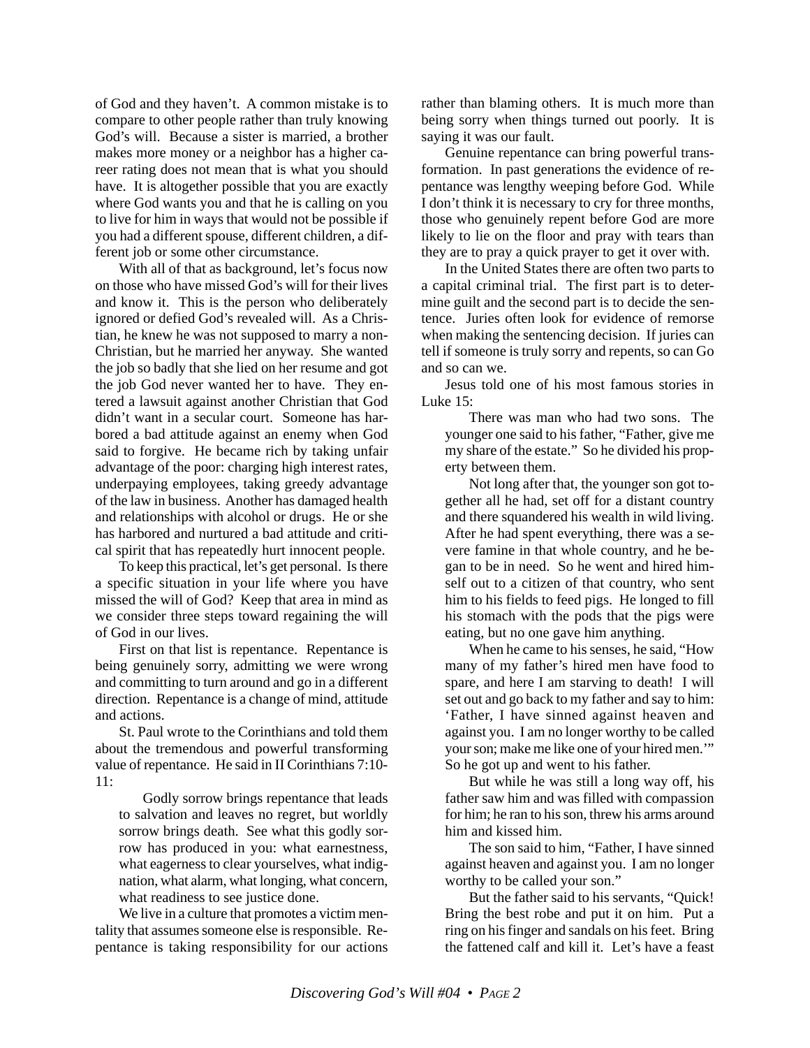of God and they haven't. A common mistake is to compare to other people rather than truly knowing God's will. Because a sister is married, a brother makes more money or a neighbor has a higher career rating does not mean that is what you should have. It is altogether possible that you are exactly where God wants you and that he is calling on you to live for him in ways that would not be possible if you had a different spouse, different children, a different job or some other circumstance.

With all of that as background, let's focus now on those who have missed God's will for their lives and know it. This is the person who deliberately ignored or defied God's revealed will. As a Christian, he knew he was not supposed to marry a non-Christian, but he married her anyway. She wanted the job so badly that she lied on her resume and got the job God never wanted her to have. They entered a lawsuit against another Christian that God didn't want in a secular court. Someone has harbored a bad attitude against an enemy when God said to forgive. He became rich by taking unfair advantage of the poor: charging high interest rates, underpaying employees, taking greedy advantage of the law in business. Another has damaged health and relationships with alcohol or drugs. He or she has harbored and nurtured a bad attitude and critical spirit that has repeatedly hurt innocent people.

To keep this practical, let's get personal. Is there a specific situation in your life where you have missed the will of God? Keep that area in mind as we consider three steps toward regaining the will of God in our lives.

First on that list is repentance. Repentance is being genuinely sorry, admitting we were wrong and committing to turn around and go in a different direction. Repentance is a change of mind, attitude and actions.

St. Paul wrote to the Corinthians and told them about the tremendous and powerful transforming value of repentance. He said in II Corinthians 7:10-11:

> Godly sorrow brings repentance that leads to salvation and leaves no regret, but worldly sorrow brings death. See what this godly sorrow has produced in you: what earnestness, what eagerness to clear yourselves, what indignation, what alarm, what longing, what concern, what readiness to see justice done.

We live in a culture that promotes a victim mentality that assumes someone else is responsible. Repentance is taking responsibility for our actions rather than blaming others. It is much more than being sorry when things turned out poorly. It is saying it was our fault.

Genuine repentance can bring powerful transformation. In past generations the evidence of repentance was lengthy weeping before God. While I don't think it is necessary to cry for three months, those who genuinely repent before God are more likely to lie on the floor and pray with tears than they are to pray a quick prayer to get it over with.

In the United States there are often two parts to a capital criminal trial. The first part is to determine guilt and the second part is to decide the sentence. Juries often look for evidence of remorse when making the sentencing decision. If juries can tell if someone is truly sorry and repents, so can Go and so can we.

Jesus told one of his most famous stories in Luke 15:

> There was man who had two sons. The younger one said to his father, "Father, give me my share of the estate." So he divided his property between them.
>
> Not long after that, the younger son got together all he had, set off for a distant country and there squandered his wealth in wild living. After he had spent everything, there was a severe famine in that whole country, and he began to be in need. So he went and hired himself out to a citizen of that country, who sent him to his fields to feed pigs. He longed to fill his stomach with the pods that the pigs were eating, but no one gave him anything.
>
> When he came to his senses, he said, "How many of my father's hired men have food to spare, and here I am starving to death! I will set out and go back to my father and say to him: 'Father, I have sinned against heaven and against you. I am no longer worthy to be called your son; make me like one of your hired men.'" So he got up and went to his father.
>
> But while he was still a long way off, his father saw him and was filled with compassion for him; he ran to his son, threw his arms around him and kissed him.
>
> The son said to him, "Father, I have sinned against heaven and against you. I am no longer worthy to be called your son."
>
> But the father said to his servants, "Quick! Bring the best robe and put it on him. Put a ring on his finger and sandals on his feet. Bring the fattened calf and kill it. Let's have a feast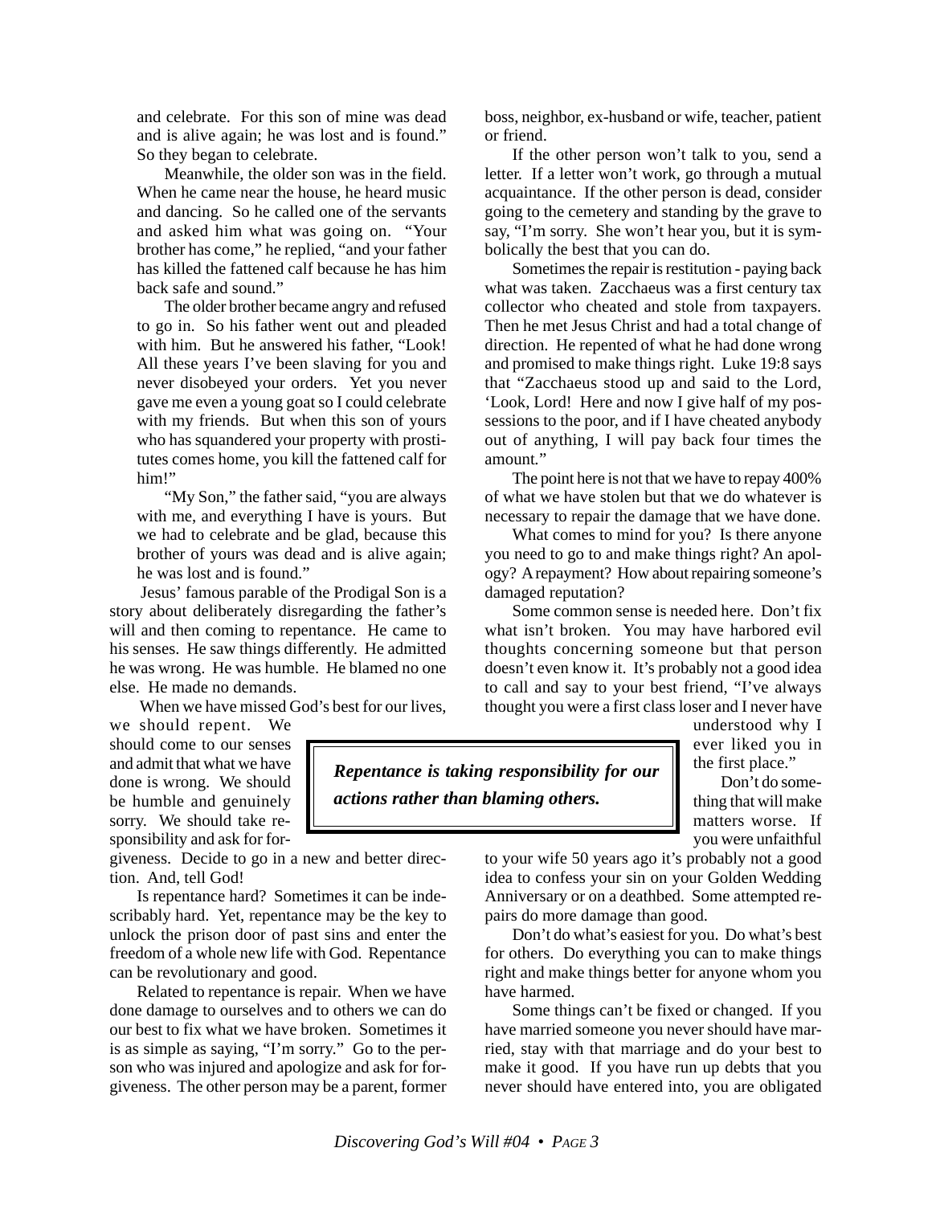and celebrate. For this son of mine was dead and is alive again; he was lost and is found." So they began to celebrate.

Meanwhile, the older son was in the field. When he came near the house, he heard music and dancing. So he called one of the servants and asked him what was going on. "Your brother has come," he replied, "and your father has killed the fattened calf because he has him back safe and sound."

The older brother became angry and refused to go in. So his father went out and pleaded with him. But he answered his father, "Look! All these years I've been slaving for you and never disobeyed your orders. Yet you never gave me even a young goat so I could celebrate with my friends. But when this son of yours who has squandered your property with prostitutes comes home, you kill the fattened calf for him!"

"My Son," the father said, "you are always with me, and everything I have is yours. But we had to celebrate and be glad, because this brother of yours was dead and is alive again; he was lost and is found."

Jesus' famous parable of the Prodigal Son is a story about deliberately disregarding the father's will and then coming to repentance. He came to his senses. He saw things differently. He admitted he was wrong. He was humble. He blamed no one else. He made no demands.

When we have missed God's best for our lives, we should repent. We should come to our senses and admit that what we have done is wrong. We should be humble and genuinely sorry. We should take responsibility and ask for forgiveness. Decide to go in a new and better direction. And, tell God!

> ***Repentance is taking responsibility for our actions rather than blaming others.***

Is repentance hard? Sometimes it can be indescribably hard. Yet, repentance may be the key to unlock the prison door of past sins and enter the freedom of a whole new life with God. Repentance can be revolutionary and good.

Related to repentance is repair. When we have done damage to ourselves and to others we can do our best to fix what we have broken. Sometimes it is as simple as saying, "I'm sorry." Go to the person who was injured and apologize and ask for forgiveness. The other person may be a parent, former boss, neighbor, ex-husband or wife, teacher, patient or friend.

If the other person won't talk to you, send a letter. If a letter won't work, go through a mutual acquaintance. If the other person is dead, consider going to the cemetery and standing by the grave to say, "I'm sorry. She won't hear you, but it is symbolically the best that you can do.

Sometimes the repair is restitution - paying back what was taken. Zacchaeus was a first century tax collector who cheated and stole from taxpayers. Then he met Jesus Christ and had a total change of direction. He repented of what he had done wrong and promised to make things right. Luke 19:8 says that "Zacchaeus stood up and said to the Lord, 'Look, Lord! Here and now I give half of my possessions to the poor, and if I have cheated anybody out of anything, I will pay back four times the amount."

The point here is not that we have to repay 400% of what we have stolen but that we do whatever is necessary to repair the damage that we have done.

What comes to mind for you? Is there anyone you need to go to and make things right? An apology? A repayment? How about repairing someone's damaged reputation?

Some common sense is needed here. Don't fix what isn't broken. You may have harbored evil thoughts concerning someone but that person doesn't even know it. It's probably not a good idea to call and say to your best friend, "I've always thought you were a first class loser and I never have understood why I ever liked you in the first place."

Don't do something that will make matters worse. If you were unfaithful to your wife 50 years ago it's probably not a good idea to confess your sin on your Golden Wedding Anniversary or on a deathbed. Some attempted repairs do more damage than good.

Don't do what's easiest for you. Do what's best for others. Do everything you can to make things right and make things better for anyone whom you have harmed.

Some things can't be fixed or changed. If you have married someone you never should have married, stay with that marriage and do your best to make it good. If you have run up debts that you never should have entered into, you are obligated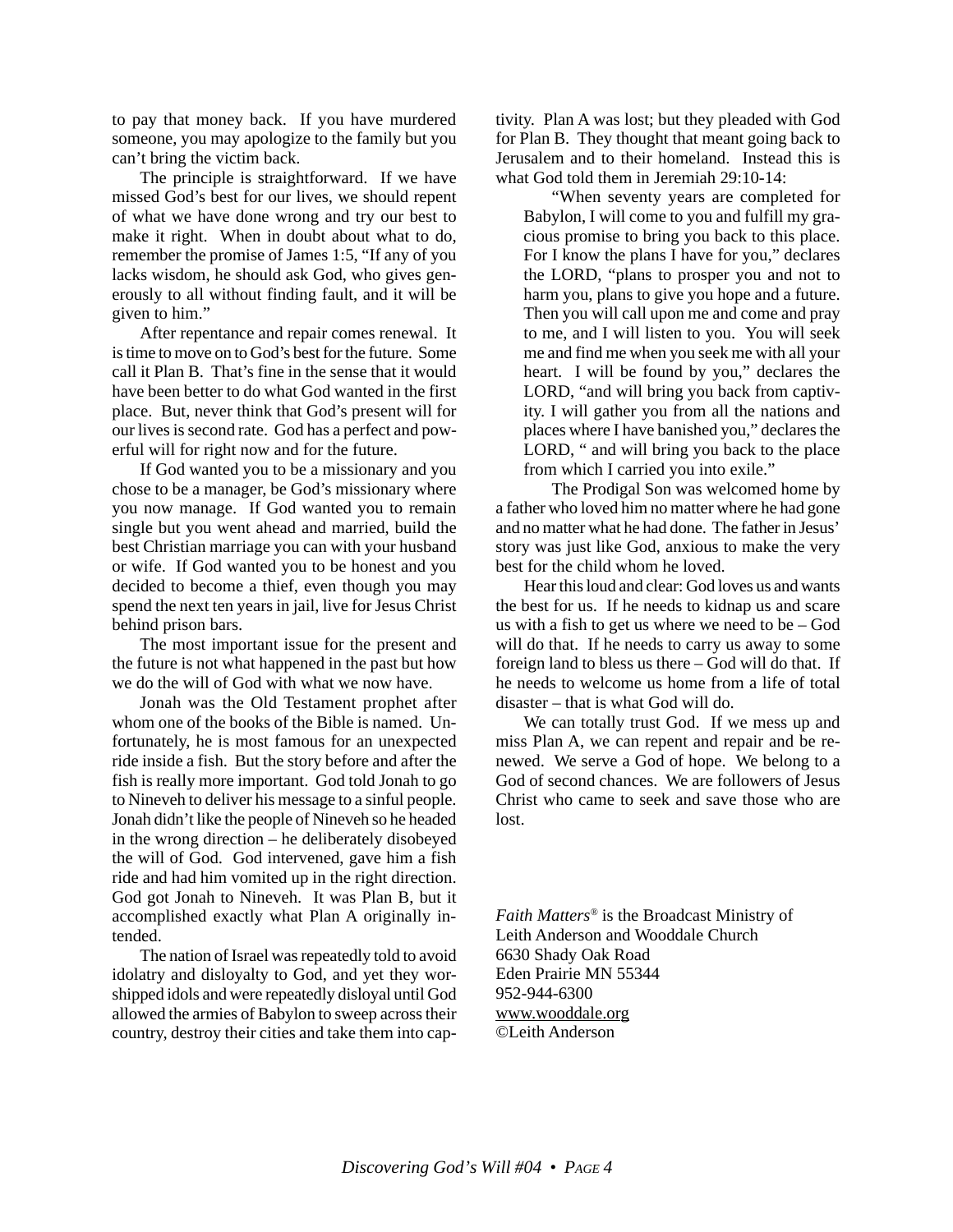to pay that money back. If you have murdered someone, you may apologize to the family but you can't bring the victim back.

The principle is straightforward. If we have missed God's best for our lives, we should repent of what we have done wrong and try our best to make it right. When in doubt about what to do, remember the promise of James 1:5, "If any of you lacks wisdom, he should ask God, who gives generously to all without finding fault, and it will be given to him."

After repentance and repair comes renewal. It is time to move on to God's best for the future. Some call it Plan B. That's fine in the sense that it would have been better to do what God wanted in the first place. But, never think that God's present will for our lives is second rate. God has a perfect and powerful will for right now and for the future.

If God wanted you to be a missionary and you chose to be a manager, be God's missionary where you now manage. If God wanted you to remain single but you went ahead and married, build the best Christian marriage you can with your husband or wife. If God wanted you to be honest and you decided to become a thief, even though you may spend the next ten years in jail, live for Jesus Christ behind prison bars.

The most important issue for the present and the future is not what happened in the past but how we do the will of God with what we now have.

Jonah was the Old Testament prophet after whom one of the books of the Bible is named. Unfortunately, he is most famous for an unexpected ride inside a fish. But the story before and after the fish is really more important. God told Jonah to go to Nineveh to deliver his message to a sinful people. Jonah didn't like the people of Nineveh so he headed in the wrong direction – he deliberately disobeyed the will of God. God intervened, gave him a fish ride and had him vomited up in the right direction. God got Jonah to Nineveh. It was Plan B, but it accomplished exactly what Plan A originally intended.

The nation of Israel was repeatedly told to avoid idolatry and disloyalty to God, and yet they worshipped idols and were repeatedly disloyal until God allowed the armies of Babylon to sweep across their country, destroy their cities and take them into captivity. Plan A was lost; but they pleaded with God for Plan B. They thought that meant going back to Jerusalem and to their homeland. Instead this is what God told them in Jeremiah 29:10-14:

> "When seventy years are completed for Babylon, I will come to you and fulfill my gracious promise to bring you back to this place. For I know the plans I have for you," declares the LORD, "plans to prosper you and not to harm you, plans to give you hope and a future. Then you will call upon me and come and pray to me, and I will listen to you. You will seek me and find me when you seek me with all your heart. I will be found by you," declares the LORD, "and will bring you back from captivity. I will gather you from all the nations and places where I have banished you," declares the LORD, " and will bring you back to the place from which I carried you into exile."

The Prodigal Son was welcomed home by a father who loved him no matter where he had gone and no matter what he had done. The father in Jesus' story was just like God, anxious to make the very best for the child whom he loved.

Hear this loud and clear: God loves us and wants the best for us. If he needs to kidnap us and scare us with a fish to get us where we need to be – God will do that. If he needs to carry us away to some foreign land to bless us there – God will do that. If he needs to welcome us home from a life of total disaster – that is what God will do.

We can totally trust God. If we mess up and miss Plan A, we can repent and repair and be renewed. We serve a God of hope. We belong to a God of second chances. We are followers of Jesus Christ who came to seek and save those who are lost.

*Faith Matters*® is the Broadcast Ministry of
Leith Anderson and Wooddale Church
6630 Shady Oak Road
Eden Prairie MN 55344
952-944-6300
www.wooddale.org
©Leith Anderson